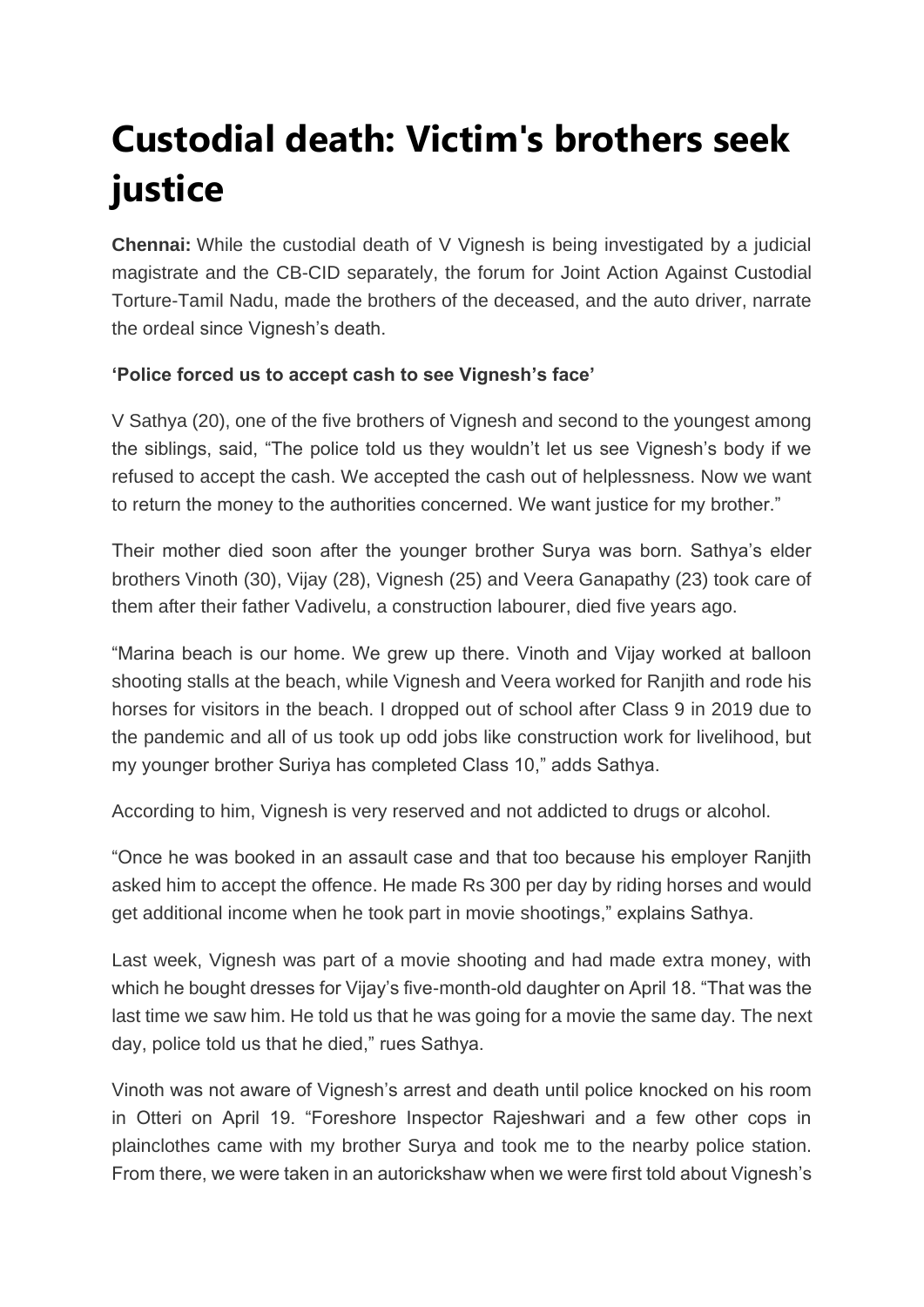# Custodial death: Victim's brothers seek justice

**Chennai:** While the custodial death of V Vignesh is being investigated by a judicial magistrate and the CB-CID separately, the forum for Joint Action Against Custodial Torture-Tamil Nadu, made the brothers of the deceased, and the auto driver, narrate the ordeal since Vignesh's death.

**'Police forced us to accept cash to see Vignesh's face'**

V Sathya (20), one of the five brothers of Vignesh and second to the youngest among the siblings, said, "The police told us they wouldn't let us see Vignesh's body if we refused to accept the cash. We accepted the cash out of helplessness. Now we want to return the money to the authorities concerned. We want justice for my brother."

Their mother died soon after the younger brother Surya was born. Sathya's elder brothers Vinoth (30), Vijay (28), Vignesh (25) and Veera Ganapathy (23) took care of them after their father Vadivelu, a construction labourer, died five years ago.

"Marina beach is our home. We grew up there. Vinoth and Vijay worked at balloon shooting stalls at the beach, while Vignesh and Veera worked for Ranjith and rode his horses for visitors in the beach. I dropped out of school after Class 9 in 2019 due to the pandemic and all of us took up odd jobs like construction work for livelihood, but my younger brother Suriya has completed Class 10," adds Sathya.

According to him, Vignesh is very reserved and not addicted to drugs or alcohol.

"Once he was booked in an assault case and that too because his employer Ranjith asked him to accept the offence. He made Rs 300 per day by riding horses and would get additional income when he took part in movie shootings," explains Sathya.

Last week, Vignesh was part of a movie shooting and had made extra money, with which he bought dresses for Vijay's five-month-old daughter on April 18. "That was the last time we saw him. He told us that he was going for a movie the same day. The next day, police told us that he died," rues Sathya.

Vinoth was not aware of Vignesh's arrest and death until police knocked on his room in Otteri on April 19. "Foreshore Inspector Rajeshwari and a few other cops in plainclothes came with my brother Surya and took me to the nearby police station. From there, we were taken in an autorickshaw when we were first told about Vignesh's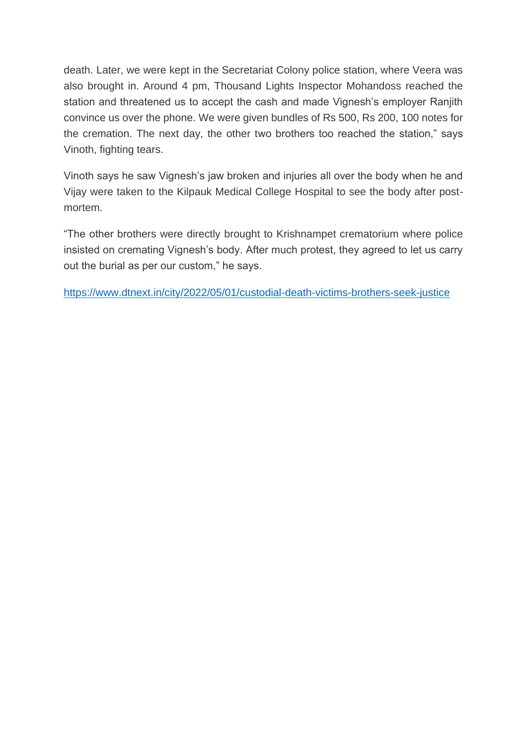death. Later, we were kept in the Secretariat Colony police station, where Veera was also brought in. Around 4 pm, Thousand Lights Inspector Mohandoss reached the station and threatened us to accept the cash and made Vignesh's employer Ranjith convince us over the phone. We were given bundles of Rs 500, Rs 200, 100 notes for the cremation. The next day, the other two brothers too reached the station," says Vinoth, fighting tears.

Vinoth says he saw Vignesh's jaw broken and injuries all over the body when he and Vijay were taken to the Kilpauk Medical College Hospital to see the body after post-mortem.

"The other brothers were directly brought to Krishnampet crematorium where police insisted on cremating Vignesh's body. After much protest, they agreed to let us carry out the burial as per our custom," he says.

https://www.dtnext.in/city/2022/05/01/custodial-death-victims-brothers-seek-justice